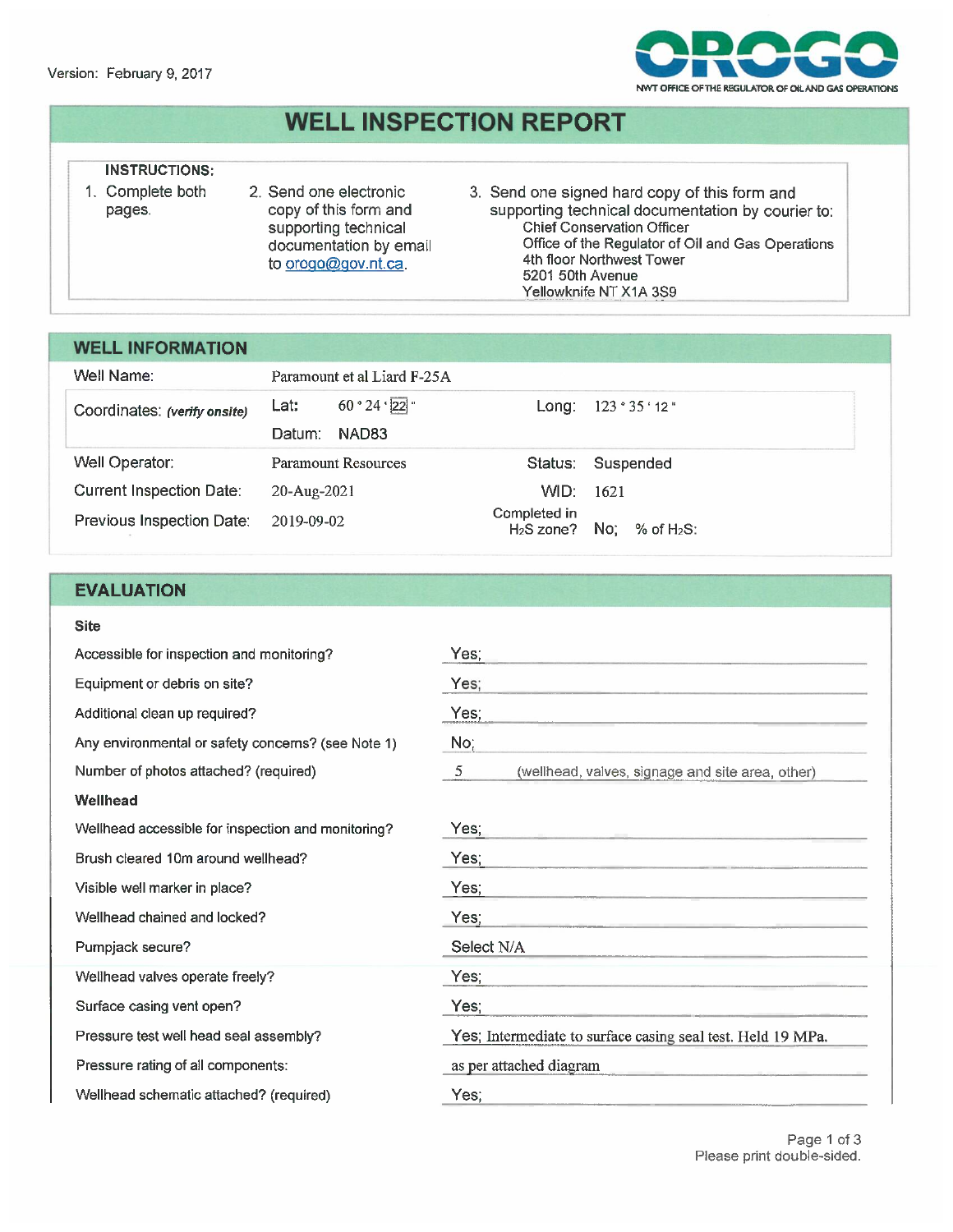Version: February 9, 2017

OROGO
NWT OFFICE OF THE REGULATOR OF OIL AND GAS OPERATIONS

# WELL INSPECTION REPORT

**INSTRUCTIONS:**

1. Complete both pages.
2. Send one electronic copy of this form and supporting technical documentation by email to orogo@gov.nt.ca.
3. Send one signed hard copy of this form and supporting technical documentation by courier to:
   Chief Conservation Officer
   Office of the Regulator of Oil and Gas Operations
   4th floor Northwest Tower
   5201 50th Avenue
   Yellowknife NT X1A 3S9

## WELL INFORMATION

| | | | |
|---|---|---|---|
| Well Name: | Paramount et al Liard F-25A | | |
| Coordinates: *(verify onsite)* | Lat: 60 ° 24 ' 22 " | Long: | 123 ° 35 ' 12 " |
| | Datum: NAD83 | | |
| Well Operator: | Paramount Resources | Status: | Suspended |
| Current Inspection Date: | 20-Aug-2021 | WID: | 1621 |
| Previous Inspection Date: | 2019-09-02 | Completed in $H_2S$ zone? | No; % of $H_2S$: |

## EVALUATION

**Site**

| | |
|---|---|
| Accessible for inspection and monitoring? | Yes; |
| Equipment or debris on site? | Yes; |
| Additional clean up required? | Yes; |
| Any environmental or safety concerns? (see Note 1) | No; |
| Number of photos attached? (required) | 5 (wellhead, valves, signage and site area, other) |

**Wellhead**

| | |
|---|---|
| Wellhead accessible for inspection and monitoring? | Yes; |
| Brush cleared 10m around wellhead? | Yes; |
| Visible well marker in place? | Yes; |
| Wellhead chained and locked? | Yes; |
| Pumpjack secure? | Select N/A |
| Wellhead valves operate freely? | Yes; |
| Surface casing vent open? | Yes; |
| Pressure test well head seal assembly? | Yes; Intermediate to surface casing seal test. Held 19 MPa. |
| Pressure rating of all components: | as per attached diagram |
| Wellhead schematic attached? (required) | Yes; |

Please print double-sided.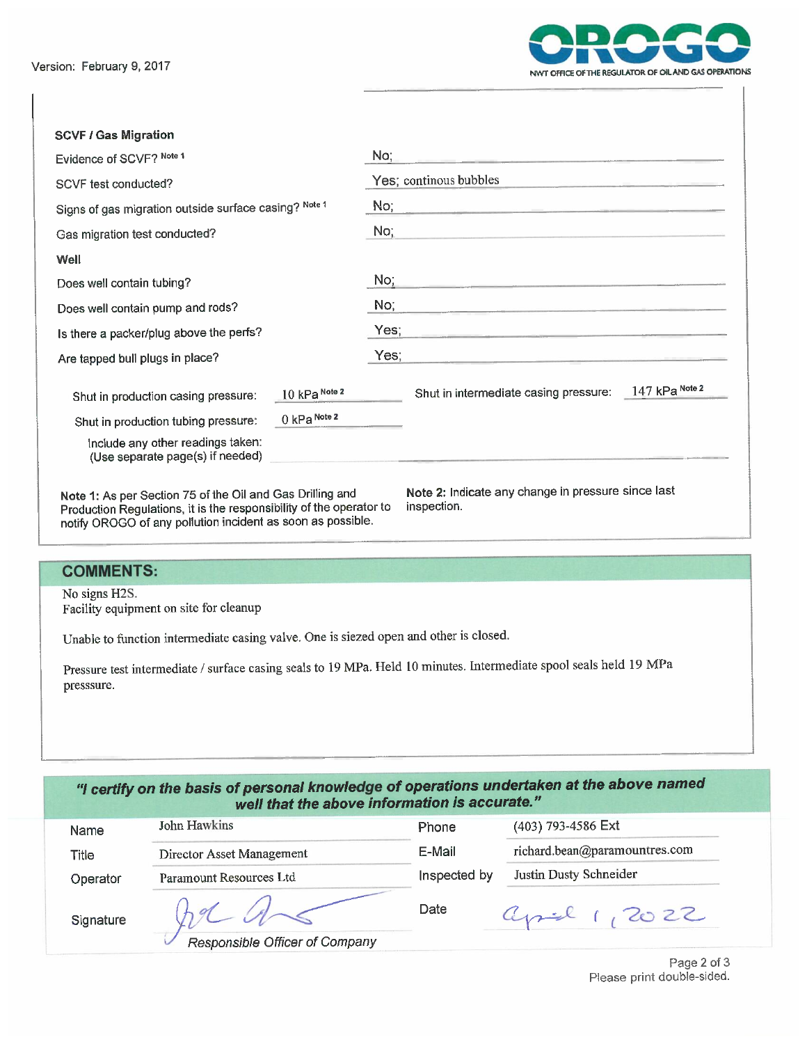Version: February 9, 2017

**OROGO**
NWT OFFICE OF THE REGULATOR OF OIL AND GAS OPERATIONS

### SCVF / Gas Migration

| | |
|---|---|
| Evidence of SCVF? Note 1 | No; |
| SCVF test conducted? | Yes; continous bubbles |
| Signs of gas migration outside surface casing? Note 1 | No; |
| Gas migration test conducted? | No; |

### Well

| | |
|---|---|
| Does well contain tubing? | No; |
| Does well contain pump and rods? | No; |
| Is there a packer/plug above the perfs? | Yes; |
| Are tapped bull plugs in place? | Yes; |

| | | | |
|---|---|---|---|
| Shut in production casing pressure: | 10 kPa Note 2 | Shut in intermediate casing pressure: | 147 kPa Note 2 |
| Shut in production tubing pressure: | 0 kPa Note 2 | | |

Include any other readings taken:
(Use separate page(s) if needed)

**Note 1:** As per Section 75 of the Oil and Gas Drilling and Production Regulations, it is the responsibility of the operator to notify OROGO of any pollution incident as soon as possible.

**Note 2:** Indicate any change in pressure since last inspection.

## COMMENTS:

No signs H2S.
Facility equipment on site for cleanup

Unable to function intermediate casing valve. One is siezed open and other is closed.

Pressure test intermediate / surface casing seals to 19 MPa. Held 10 minutes. Intermediate spool seals held 19 MPa presssure.

***"I certify on the basis of personal knowledge of operations undertaken at the above named well that the above information is accurate."***

| | | | |
|---|---|---|---|
| Name | John Hawkins | Phone | (403) 793-4586 Ext |
| Title | Director Asset Management | E-Mail | richard.bean@paramountres.com |
| Operator | Paramount Resources Ltd | Inspected by | Justin Dusty Schneider |
| Signature | *(signature)* Responsible Officer of Company | Date | April 1, 2022 |

Please print double-sided.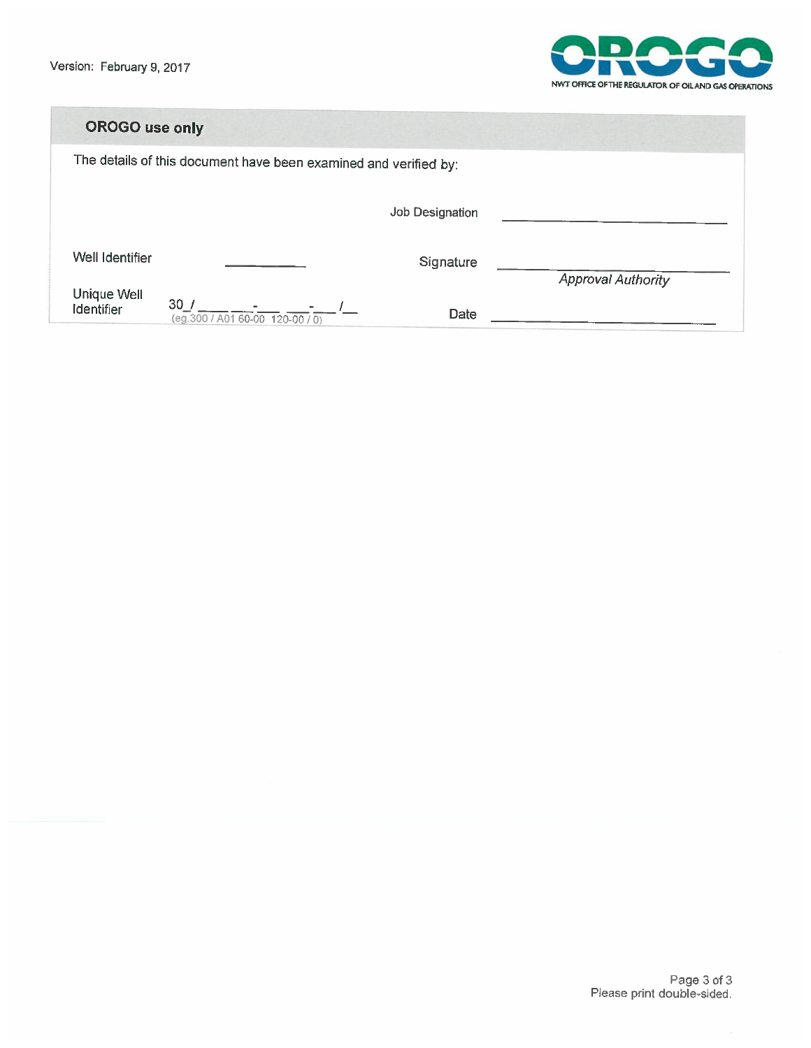Version: February 9, 2017

OROGO
NWT OFFICE OF THE REGULATOR OF OIL AND GAS OPERATIONS

## OROGO use only

The details of this document have been examined and verified by:

| | | | |
|---|---|---|---|
| | | Job Designation | ____________________ |
| Well Identifier | __________ | Signature | ____________________ *Approval Authority* |
| Unique Well Identifier | 30_/____ ___-___ ___-___/__ (eg.300 / A01 60-00 120-00 / 0) | Date | ____________________ |

Please print double-sided.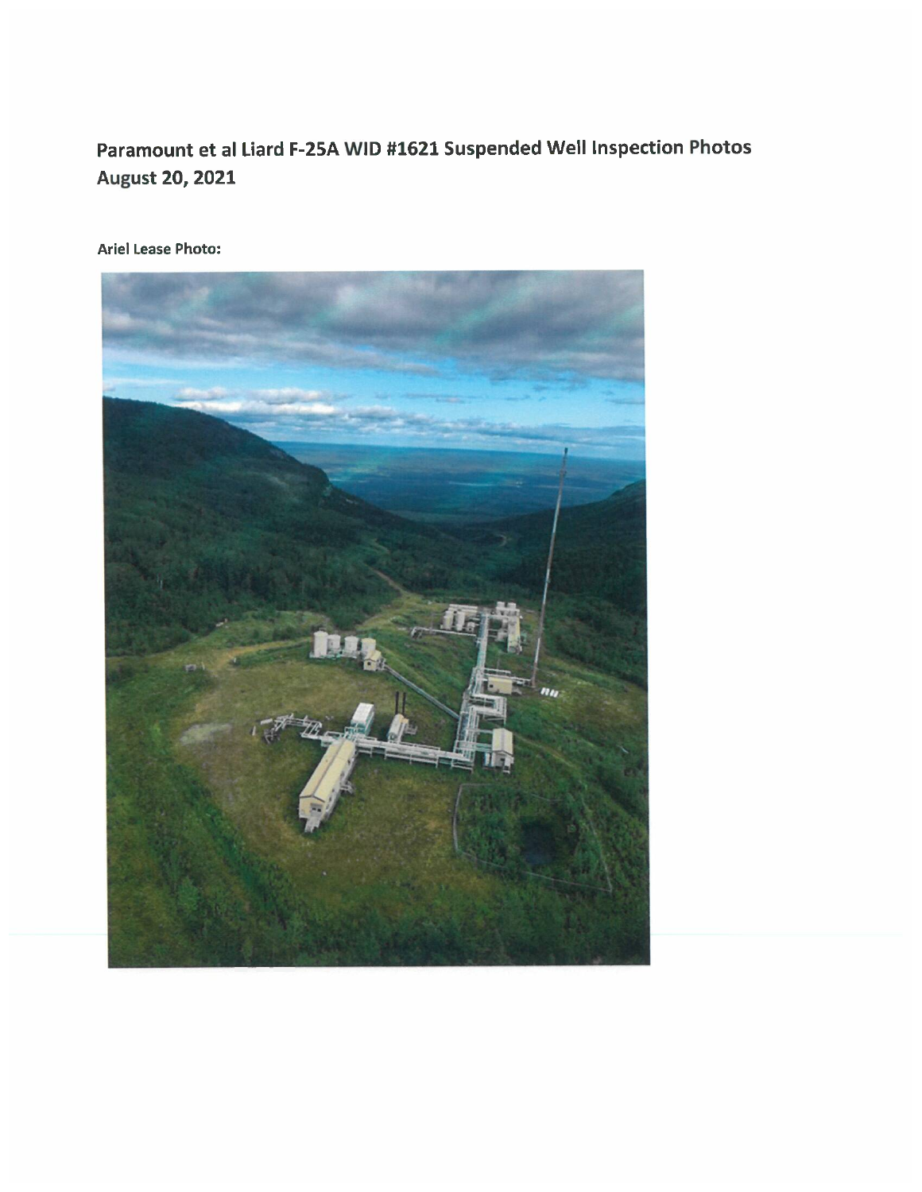## Paramount et al Liard F-25A WID #1621 Suspended Well Inspection Photos
## August 20, 2021

**Ariel Lease Photo:**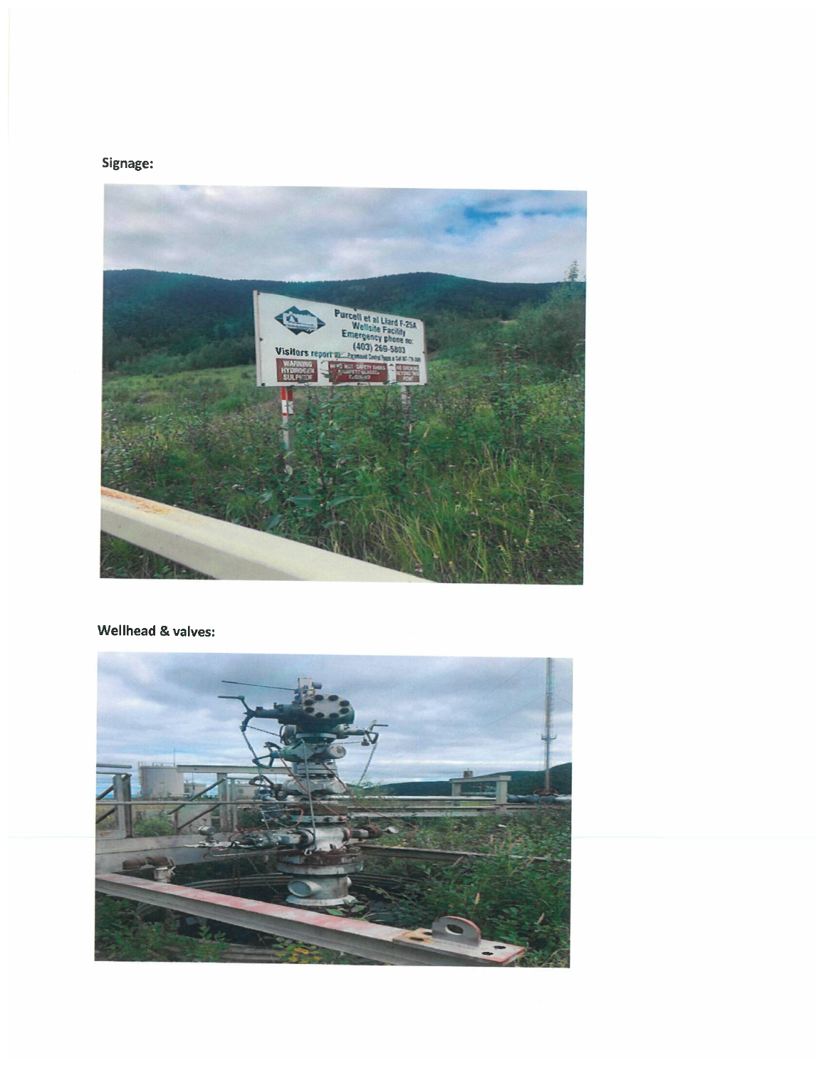Signage:

Wellhead & valves: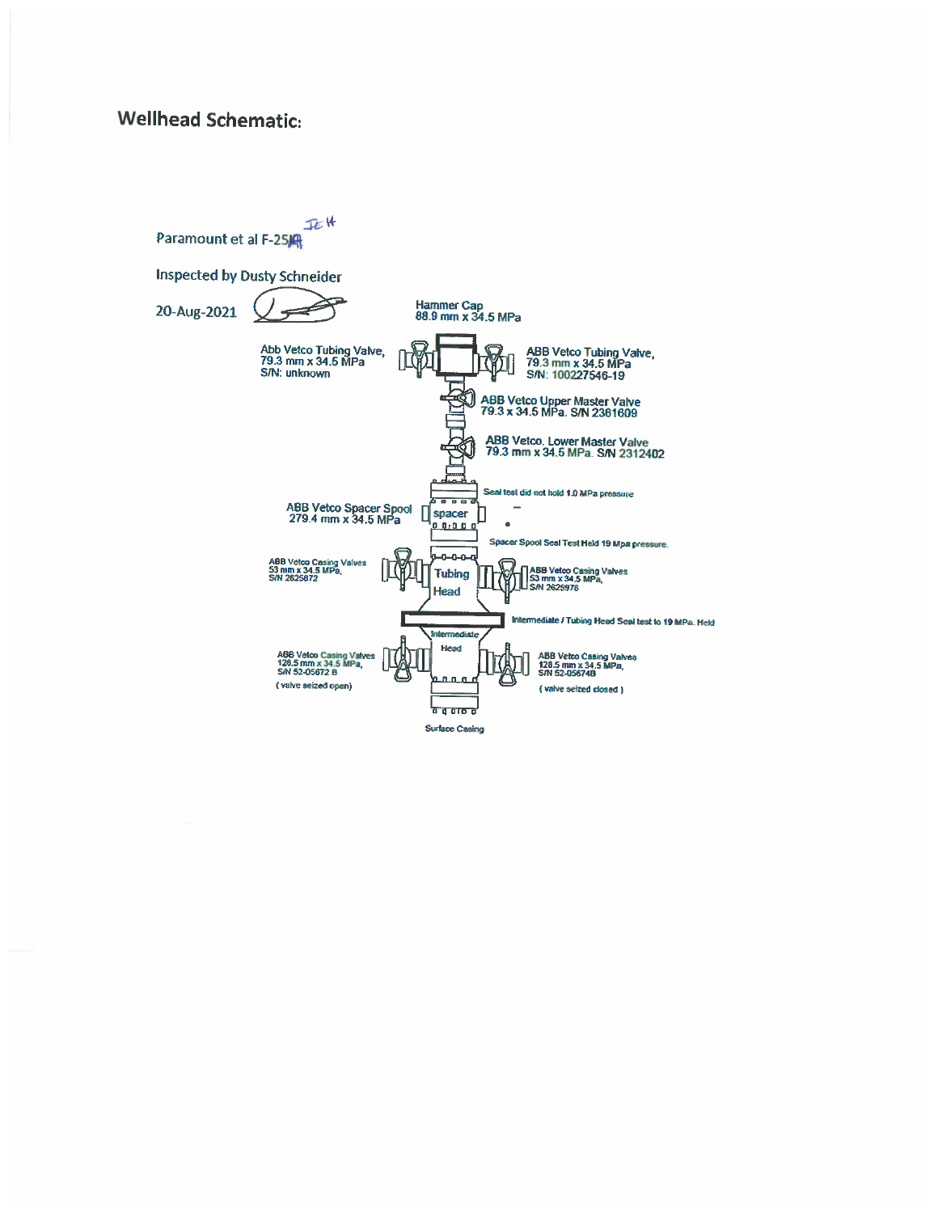## Wellhead Schematic:

Paramount et al F-25 ~~M~~ JEH

Inspected by Dusty Schneider

20-Aug-2021

Hammer Cap
88.9 mm x 34.5 MPa

Abb Vetco Tubing Valve,
79.3 mm x 34.5 MPa
S/N: unknown

ABB Vetco Tubing Valve,
79.3 mm x 34.5 MPa
S/N: 100227546-19

ABB Vetco Upper Master Valve
79.3 x 34.5 MPa. S/N 2361609

ABB Vetco. Lower Master Valve
79.3 mm x 34.5 MPa. S/N 2312402

Seal test did not hold 1.0 MPa pressure

ABB Vetco Spacer Spool
279.4 mm x 34.5 MPa

spacer

Spacer Spool Seal Test Held 19 Mpa pressure.

ABB Vetco Casing Valves
53 mm x 34.5 MPa,
S/N 2625872

Tubing Head

ABB Vetco Casing Valves
53 mm x 34.5 MPa,
S/N 2625976

Intermediate / Tubing Head Seal test to 19 MPa. Held

Intermediate Head

ABB Vetco Casing Valves
128.5 mm x 34.5 MPa,
S/N 52-05672 B
(valve seized open)

ABB Vetco Casing Valves
128.5 mm x 34.5 MPa,
S/N 52-05674B
(valve seized closed)

Surface Casing